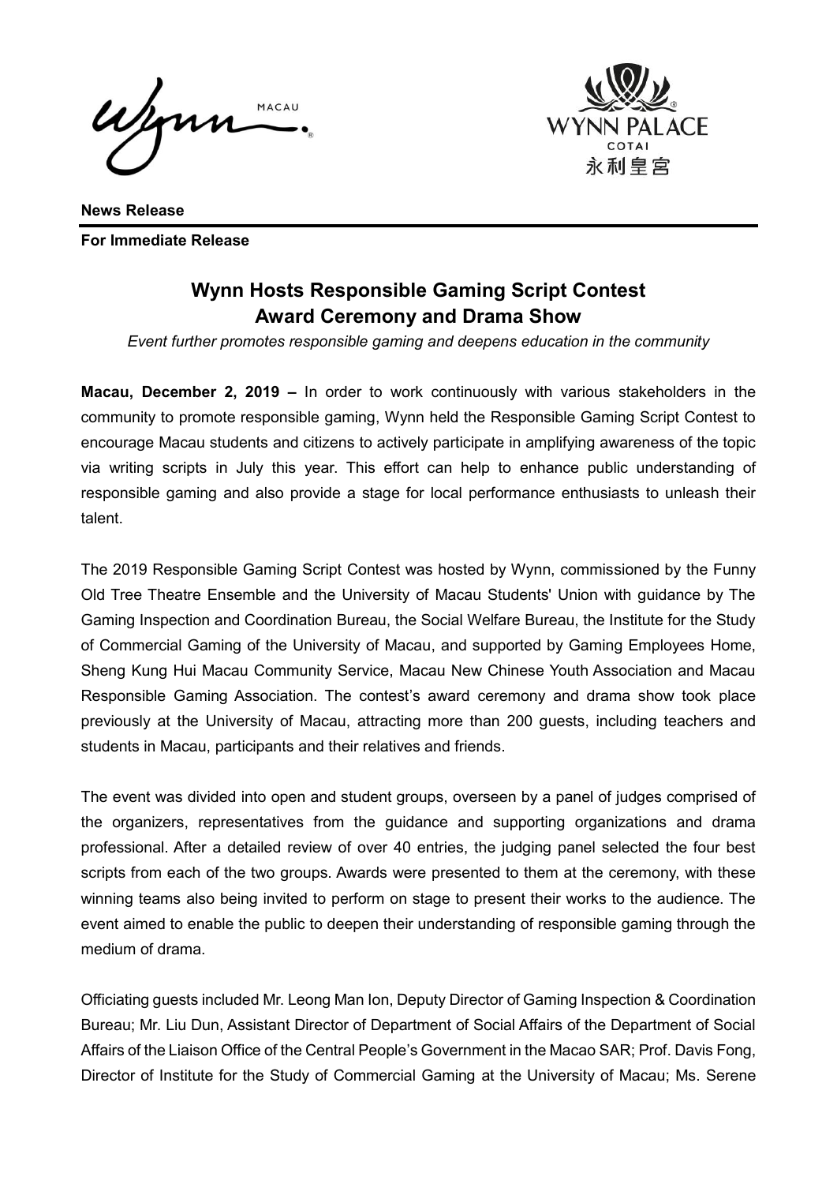**News Release**

**For Immediate Release**

# Wynn Hosts Responsible Gaming Script Contest Award Ceremony and Drama Show

*Event further promotes responsible gaming and deepens education in the community*

**Macau, December 2, 2019 –** In order to work continuously with various stakeholders in the community to promote responsible gaming, Wynn held the Responsible Gaming Script Contest to encourage Macau students and citizens to actively participate in amplifying awareness of the topic via writing scripts in July this year. This effort can help to enhance public understanding of responsible gaming and also provide a stage for local performance enthusiasts to unleash their talent.

The 2019 Responsible Gaming Script Contest was hosted by Wynn, commissioned by the Funny Old Tree Theatre Ensemble and the University of Macau Students' Union with guidance by The Gaming Inspection and Coordination Bureau, the Social Welfare Bureau, the Institute for the Study of Commercial Gaming of the University of Macau, and supported by Gaming Employees Home, Sheng Kung Hui Macau Community Service, Macau New Chinese Youth Association and Macau Responsible Gaming Association. The contest's award ceremony and drama show took place previously at the University of Macau, attracting more than 200 guests, including teachers and students in Macau, participants and their relatives and friends.

The event was divided into open and student groups, overseen by a panel of judges comprised of the organizers, representatives from the guidance and supporting organizations and drama professional. After a detailed review of over 40 entries, the judging panel selected the four best scripts from each of the two groups. Awards were presented to them at the ceremony, with these winning teams also being invited to perform on stage to present their works to the audience. The event aimed to enable the public to deepen their understanding of responsible gaming through the medium of drama.

Officiating guests included Mr. Leong Man Ion, Deputy Director of Gaming Inspection & Coordination Bureau; Mr. Liu Dun, Assistant Director of Department of Social Affairs of the Department of Social Affairs of the Liaison Office of the Central People's Government in the Macao SAR; Prof. Davis Fong, Director of Institute for the Study of Commercial Gaming at the University of Macau; Ms. Serene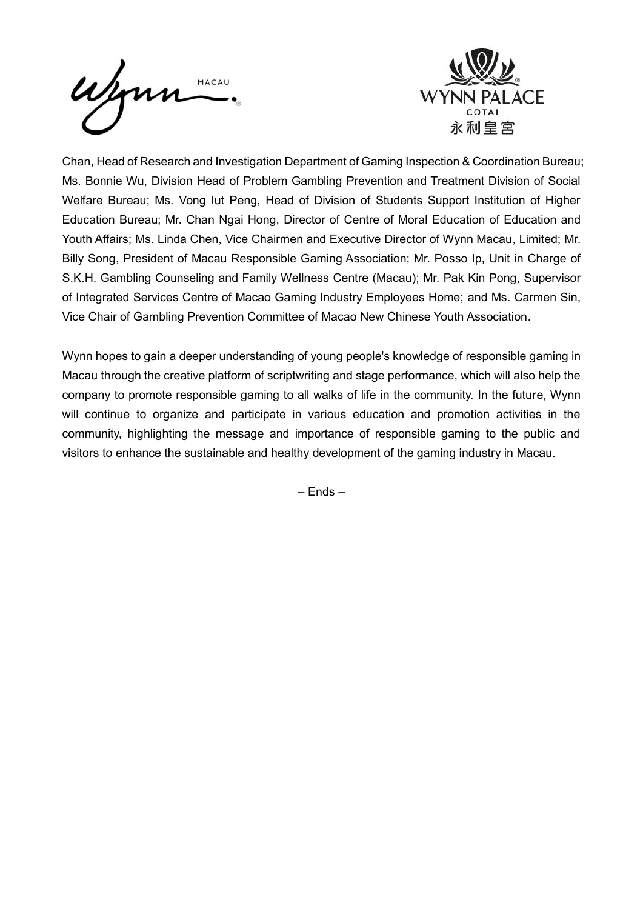Chan, Head of Research and Investigation Department of Gaming Inspection & Coordination Bureau; Ms. Bonnie Wu, Division Head of Problem Gambling Prevention and Treatment Division of Social Welfare Bureau; Ms. Vong Iut Peng, Head of Division of Students Support Institution of Higher Education Bureau; Mr. Chan Ngai Hong, Director of Centre of Moral Education of Education and Youth Affairs; Ms. Linda Chen, Vice Chairmen and Executive Director of Wynn Macau, Limited; Mr. Billy Song, President of Macau Responsible Gaming Association; Mr. Posso Ip, Unit in Charge of S.K.H. Gambling Counseling and Family Wellness Centre (Macau); Mr. Pak Kin Pong, Supervisor of Integrated Services Centre of Macao Gaming Industry Employees Home; and Ms. Carmen Sin, Vice Chair of Gambling Prevention Committee of Macao New Chinese Youth Association.

Wynn hopes to gain a deeper understanding of young people's knowledge of responsible gaming in Macau through the creative platform of scriptwriting and stage performance, which will also help the company to promote responsible gaming to all walks of life in the community. In the future, Wynn will continue to organize and participate in various education and promotion activities in the community, highlighting the message and importance of responsible gaming to the public and visitors to enhance the sustainable and healthy development of the gaming industry in Macau.

– Ends –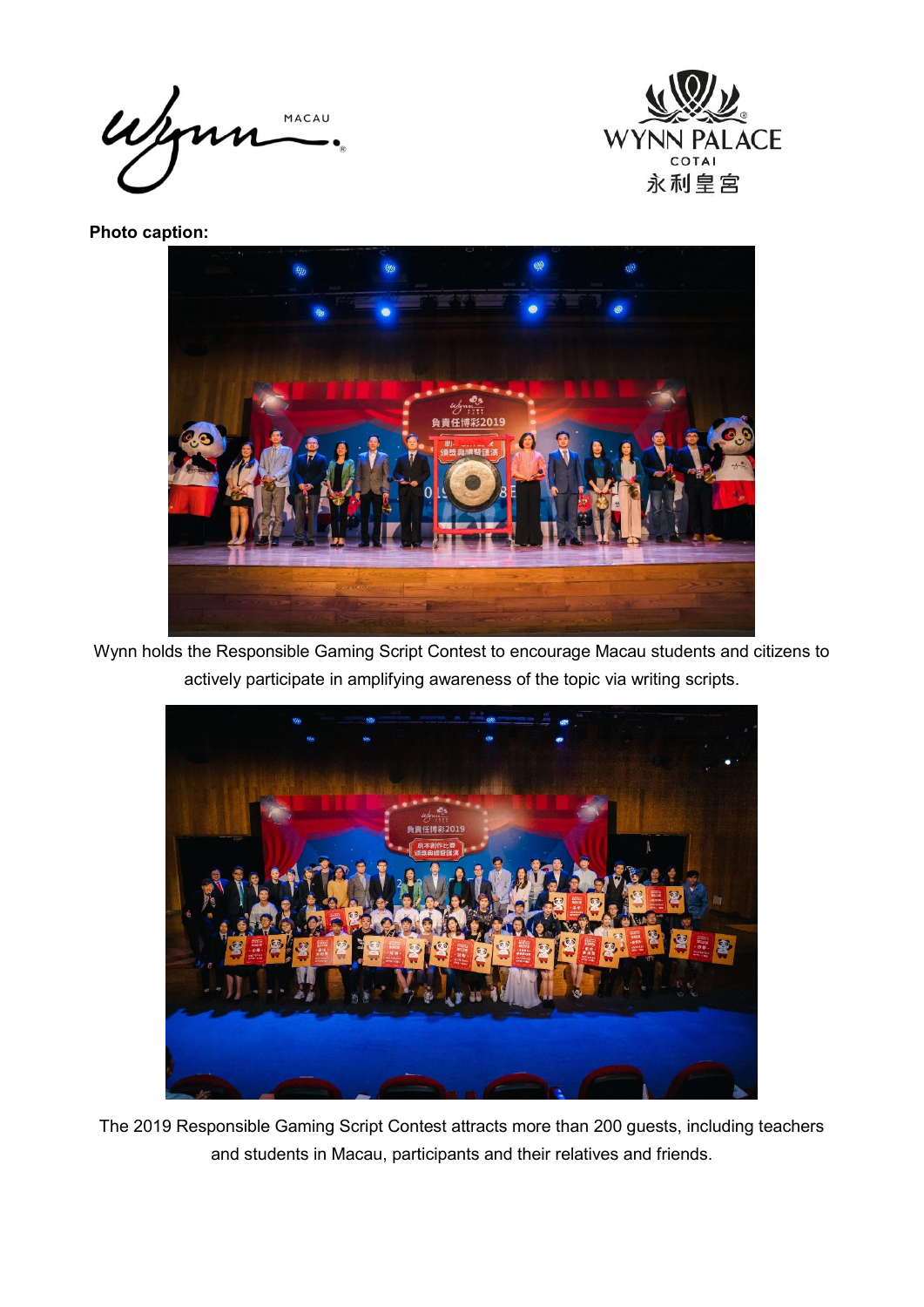**Photo caption:**

Wynn holds the Responsible Gaming Script Contest to encourage Macau students and citizens to actively participate in amplifying awareness of the topic via writing scripts.

The 2019 Responsible Gaming Script Contest attracts more than 200 guests, including teachers and students in Macau, participants and their relatives and friends.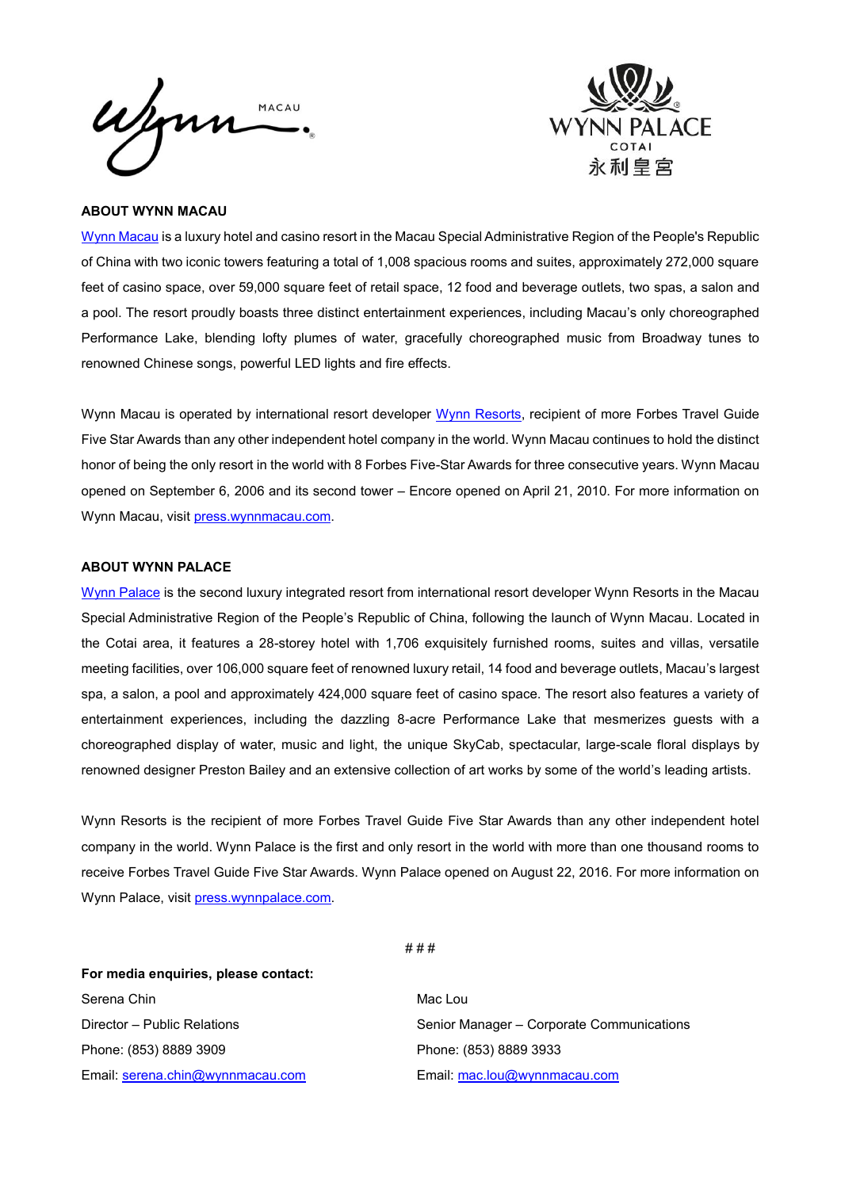## ABOUT WYNN MACAU

Wynn Macau is a luxury hotel and casino resort in the Macau Special Administrative Region of the People's Republic of China with two iconic towers featuring a total of 1,008 spacious rooms and suites, approximately 272,000 square feet of casino space, over 59,000 square feet of retail space, 12 food and beverage outlets, two spas, a salon and a pool. The resort proudly boasts three distinct entertainment experiences, including Macau's only choreographed Performance Lake, blending lofty plumes of water, gracefully choreographed music from Broadway tunes to renowned Chinese songs, powerful LED lights and fire effects.

Wynn Macau is operated by international resort developer Wynn Resorts, recipient of more Forbes Travel Guide Five Star Awards than any other independent hotel company in the world. Wynn Macau continues to hold the distinct honor of being the only resort in the world with 8 Forbes Five-Star Awards for three consecutive years. Wynn Macau opened on September 6, 2006 and its second tower – Encore opened on April 21, 2010. For more information on Wynn Macau, visit press.wynnmacau.com.

## ABOUT WYNN PALACE

Wynn Palace is the second luxury integrated resort from international resort developer Wynn Resorts in the Macau Special Administrative Region of the People's Republic of China, following the launch of Wynn Macau. Located in the Cotai area, it features a 28-storey hotel with 1,706 exquisitely furnished rooms, suites and villas, versatile meeting facilities, over 106,000 square feet of renowned luxury retail, 14 food and beverage outlets, Macau's largest spa, a salon, a pool and approximately 424,000 square feet of casino space. The resort also features a variety of entertainment experiences, including the dazzling 8-acre Performance Lake that mesmerizes guests with a choreographed display of water, music and light, the unique SkyCab, spectacular, large-scale floral displays by renowned designer Preston Bailey and an extensive collection of art works by some of the world's leading artists.

Wynn Resorts is the recipient of more Forbes Travel Guide Five Star Awards than any other independent hotel company in the world. Wynn Palace is the first and only resort in the world with more than one thousand rooms to receive Forbes Travel Guide Five Star Awards. Wynn Palace opened on August 22, 2016. For more information on Wynn Palace, visit press.wynnpalace.com.

# # #

**For media enquiries, please contact:**

Serena Chin
Director – Public Relations
Phone: (853) 8889 3909
Email: serena.chin@wynnmacau.com

Mac Lou
Senior Manager – Corporate Communications
Phone: (853) 8889 3933
Email: mac.lou@wynnmacau.com